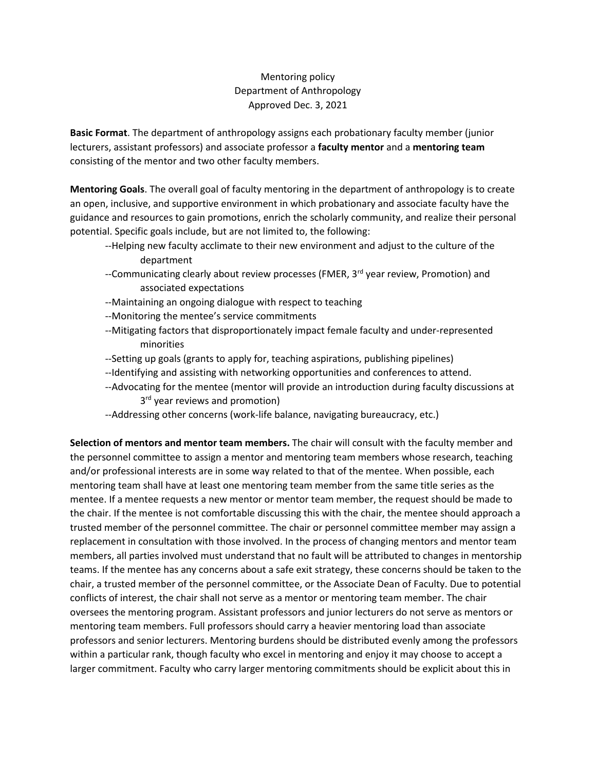# Mentoring policy
# Department of Anthropology
# Approved Dec. 3, 2021

**Basic Format**. The department of anthropology assigns each probationary faculty member (junior lecturers, assistant professors) and associate professor a **faculty mentor** and a **mentoring team** consisting of the mentor and two other faculty members.

**Mentoring Goals**. The overall goal of faculty mentoring in the department of anthropology is to create an open, inclusive, and supportive environment in which probationary and associate faculty have the guidance and resources to gain promotions, enrich the scholarly community, and realize their personal potential. Specific goals include, but are not limited to, the following:

- --Helping new faculty acclimate to their new environment and adjust to the culture of the department
- --Communicating clearly about review processes (FMER, 3rd year review, Promotion) and associated expectations
- --Maintaining an ongoing dialogue with respect to teaching
- --Monitoring the mentee's service commitments
- --Mitigating factors that disproportionately impact female faculty and under-represented minorities
- --Setting up goals (grants to apply for, teaching aspirations, publishing pipelines)
- --Identifying and assisting with networking opportunities and conferences to attend.
- --Advocating for the mentee (mentor will provide an introduction during faculty discussions at 3rd year reviews and promotion)
- --Addressing other concerns (work-life balance, navigating bureaucracy, etc.)

**Selection of mentors and mentor team members.** The chair will consult with the faculty member and the personnel committee to assign a mentor and mentoring team members whose research, teaching and/or professional interests are in some way related to that of the mentee. When possible, each mentoring team shall have at least one mentoring team member from the same title series as the mentee. If a mentee requests a new mentor or mentor team member, the request should be made to the chair. If the mentee is not comfortable discussing this with the chair, the mentee should approach a trusted member of the personnel committee. The chair or personnel committee member may assign a replacement in consultation with those involved. In the process of changing mentors and mentor team members, all parties involved must understand that no fault will be attributed to changes in mentorship teams. If the mentee has any concerns about a safe exit strategy, these concerns should be taken to the chair, a trusted member of the personnel committee, or the Associate Dean of Faculty. Due to potential conflicts of interest, the chair shall not serve as a mentor or mentoring team member. The chair oversees the mentoring program. Assistant professors and junior lecturers do not serve as mentors or mentoring team members. Full professors should carry a heavier mentoring load than associate professors and senior lecturers. Mentoring burdens should be distributed evenly among the professors within a particular rank, though faculty who excel in mentoring and enjoy it may choose to accept a larger commitment. Faculty who carry larger mentoring commitments should be explicit about this in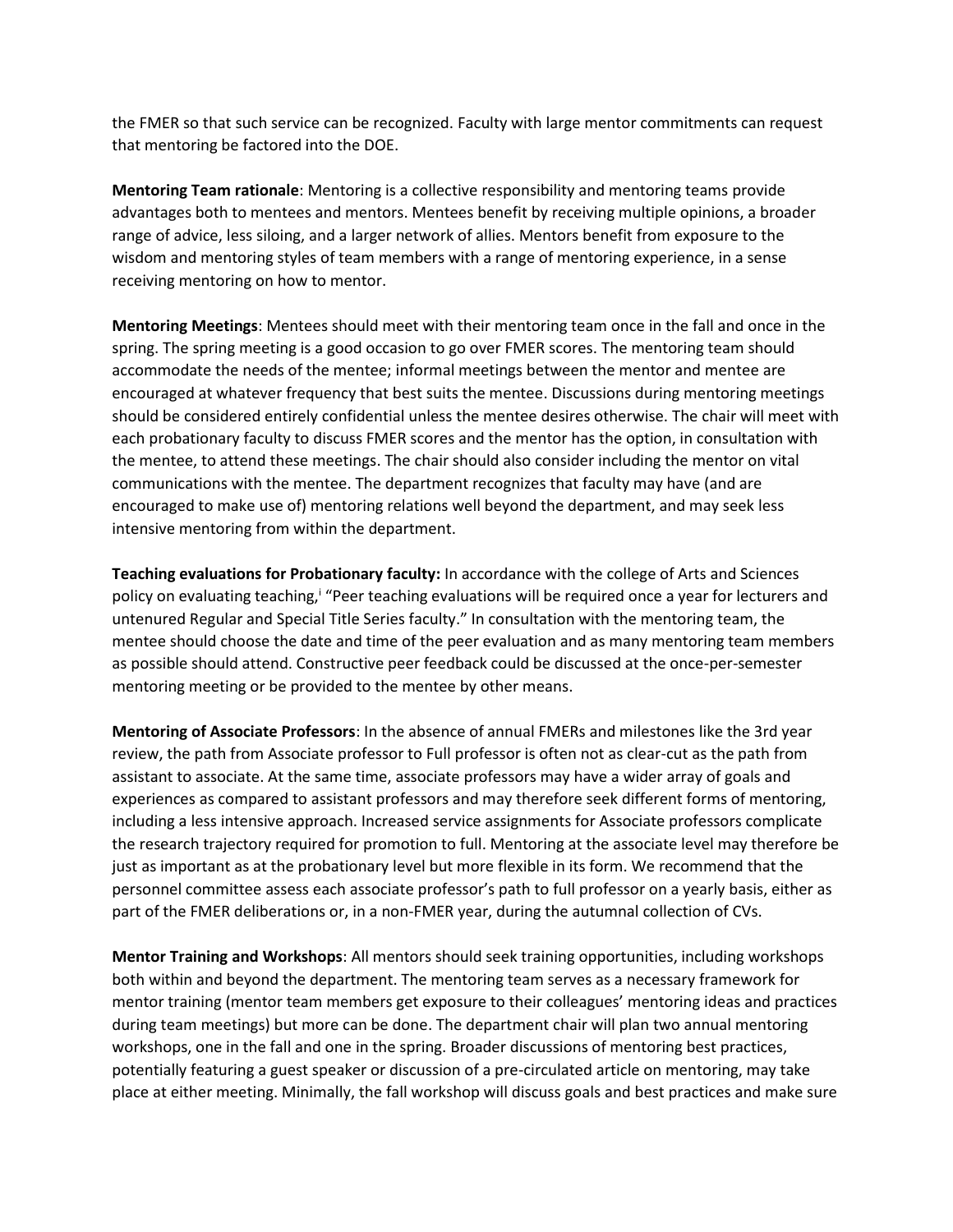the FMER so that such service can be recognized. Faculty with large mentor commitments can request that mentoring be factored into the DOE.

**Mentoring Team rationale**: Mentoring is a collective responsibility and mentoring teams provide advantages both to mentees and mentors. Mentees benefit by receiving multiple opinions, a broader range of advice, less siloing, and a larger network of allies. Mentors benefit from exposure to the wisdom and mentoring styles of team members with a range of mentoring experience, in a sense receiving mentoring on how to mentor.

**Mentoring Meetings**: Mentees should meet with their mentoring team once in the fall and once in the spring. The spring meeting is a good occasion to go over FMER scores. The mentoring team should accommodate the needs of the mentee; informal meetings between the mentor and mentee are encouraged at whatever frequency that best suits the mentee. Discussions during mentoring meetings should be considered entirely confidential unless the mentee desires otherwise. The chair will meet with each probationary faculty to discuss FMER scores and the mentor has the option, in consultation with the mentee, to attend these meetings. The chair should also consider including the mentor on vital communications with the mentee. The department recognizes that faculty may have (and are encouraged to make use of) mentoring relations well beyond the department, and may seek less intensive mentoring from within the department.

**Teaching evaluations for Probationary faculty:** In accordance with the college of Arts and Sciences policy on evaluating teaching,[i] "Peer teaching evaluations will be required once a year for lecturers and untenured Regular and Special Title Series faculty." In consultation with the mentoring team, the mentee should choose the date and time of the peer evaluation and as many mentoring team members as possible should attend. Constructive peer feedback could be discussed at the once-per-semester mentoring meeting or be provided to the mentee by other means.

**Mentoring of Associate Professors**: In the absence of annual FMERs and milestones like the 3rd year review, the path from Associate professor to Full professor is often not as clear-cut as the path from assistant to associate. At the same time, associate professors may have a wider array of goals and experiences as compared to assistant professors and may therefore seek different forms of mentoring, including a less intensive approach. Increased service assignments for Associate professors complicate the research trajectory required for promotion to full. Mentoring at the associate level may therefore be just as important as at the probationary level but more flexible in its form. We recommend that the personnel committee assess each associate professor's path to full professor on a yearly basis, either as part of the FMER deliberations or, in a non-FMER year, during the autumnal collection of CVs.

**Mentor Training and Workshops**: All mentors should seek training opportunities, including workshops both within and beyond the department. The mentoring team serves as a necessary framework for mentor training (mentor team members get exposure to their colleagues' mentoring ideas and practices during team meetings) but more can be done. The department chair will plan two annual mentoring workshops, one in the fall and one in the spring. Broader discussions of mentoring best practices, potentially featuring a guest speaker or discussion of a pre-circulated article on mentoring, may take place at either meeting. Minimally, the fall workshop will discuss goals and best practices and make sure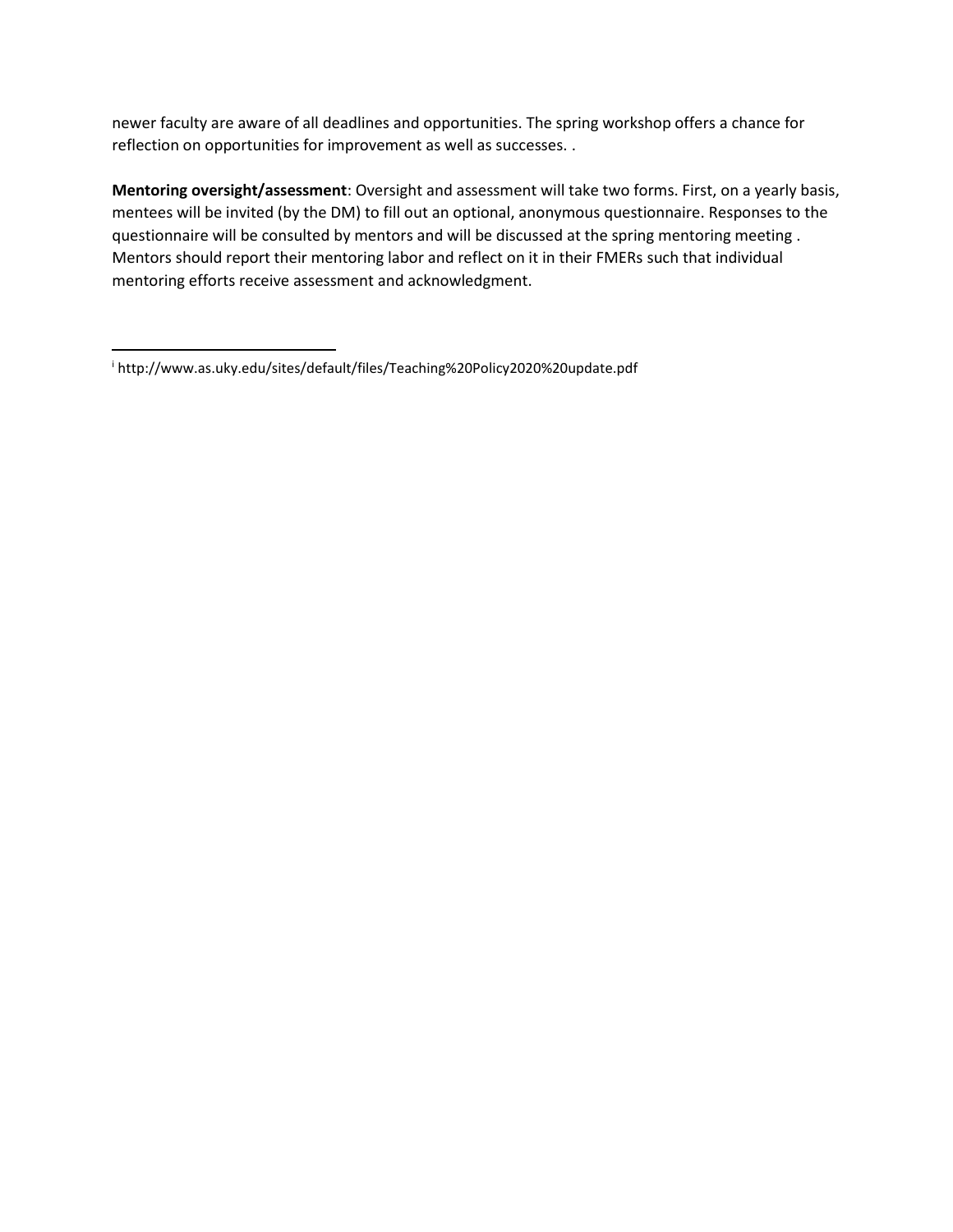newer faculty are aware of all deadlines and opportunities. The spring workshop offers a chance for reflection on opportunities for improvement as well as successes. .

**Mentoring oversight/assessment**: Oversight and assessment will take two forms. First, on a yearly basis, mentees will be invited (by the DM) to fill out an optional, anonymous questionnaire. Responses to the questionnaire will be consulted by mentors and will be discussed at the spring mentoring meeting . Mentors should report their mentoring labor and reflect on it in their FMERs such that individual mentoring efforts receive assessment and acknowledgment.

---

[i] http://www.as.uky.edu/sites/default/files/Teaching%20Policy2020%20update.pdf